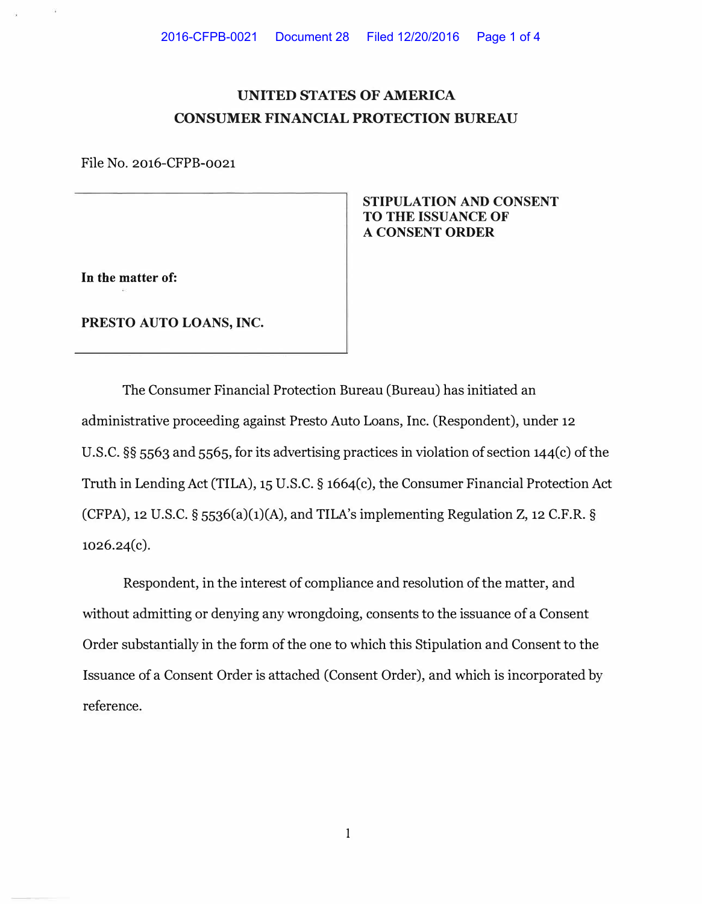# UNITED STATES OF AMERICA
# CONSUMER FINANCIAL PROTECTION BUREAU

File No. 2016-CFPB-0021

**In the matter of:**

**PRESTO AUTO LOANS, INC.**

**STIPULATION AND CONSENT TO THE ISSUANCE OF A CONSENT ORDER**

The Consumer Financial Protection Bureau (Bureau) has initiated an administrative proceeding against Presto Auto Loans, Inc. (Respondent), under 12 U.S.C. §§ 5563 and 5565, for its advertising practices in violation of section 144(c) of the Truth in Lending Act (TILA), 15 U.S.C. § 1664(c), the Consumer Financial Protection Act (CFPA), 12 U.S.C. § 5536(a)(1)(A), and TILA's implementing Regulation Z, 12 C.F.R. § 1026.24(c).

Respondent, in the interest of compliance and resolution of the matter, and without admitting or denying any wrongdoing, consents to the issuance of a Consent Order substantially in the form of the one to which this Stipulation and Consent to the Issuance of a Consent Order is attached (Consent Order), and which is incorporated by reference.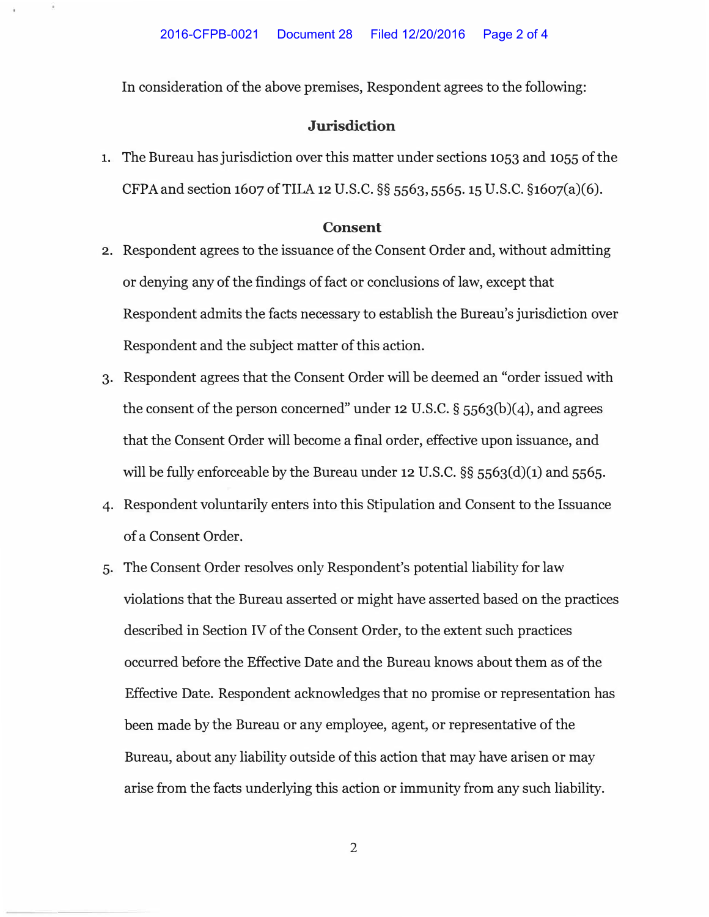In consideration of the above premises, Respondent agrees to the following:

## Jurisdiction

1. The Bureau has jurisdiction over this matter under sections 1053 and 1055 of the CFPA and section 1607 of TILA 12 U.S.C. §§ 5563, 5565. 15 U.S.C. §1607(a)(6).

## Consent

2. Respondent agrees to the issuance of the Consent Order and, without admitting or denying any of the findings of fact or conclusions of law, except that Respondent admits the facts necessary to establish the Bureau's jurisdiction over Respondent and the subject matter of this action.
3. Respondent agrees that the Consent Order will be deemed an "order issued with the consent of the person concerned" under 12 U.S.C. § 5563(b)(4), and agrees that the Consent Order will become a final order, effective upon issuance, and will be fully enforceable by the Bureau under 12 U.S.C. §§ 5563(d)(1) and 5565.
4. Respondent voluntarily enters into this Stipulation and Consent to the Issuance of a Consent Order.
5. The Consent Order resolves only Respondent's potential liability for law violations that the Bureau asserted or might have asserted based on the practices described in Section IV of the Consent Order, to the extent such practices occurred before the Effective Date and the Bureau knows about them as of the Effective Date. Respondent acknowledges that no promise or representation has been made by the Bureau or any employee, agent, or representative of the Bureau, about any liability outside of this action that may have arisen or may arise from the facts underlying this action or immunity from any such liability.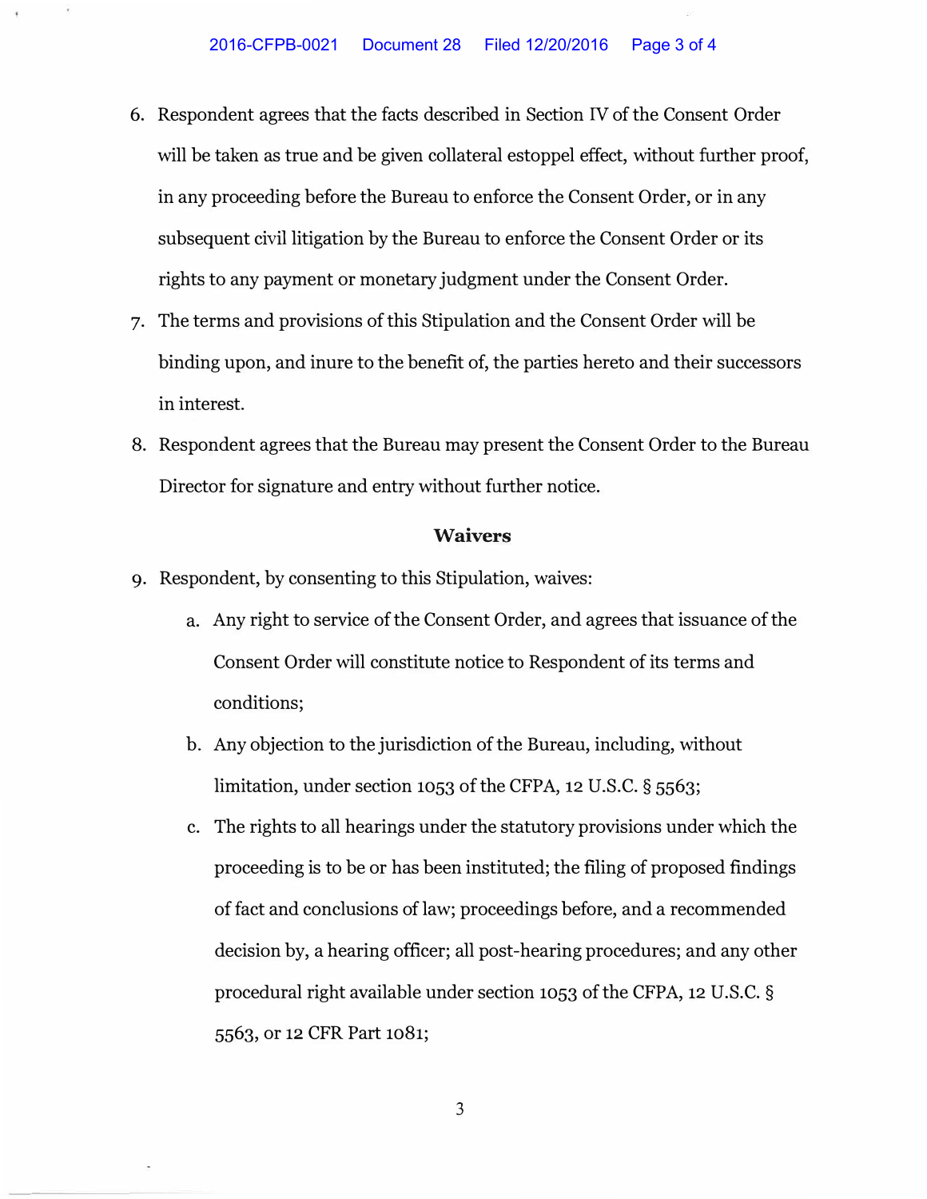6. Respondent agrees that the facts described in Section IV of the Consent Order will be taken as true and be given collateral estoppel effect, without further proof, in any proceeding before the Bureau to enforce the Consent Order, or in any subsequent civil litigation by the Bureau to enforce the Consent Order or its rights to any payment or monetary judgment under the Consent Order.
7. The terms and provisions of this Stipulation and the Consent Order will be binding upon, and inure to the benefit of, the parties hereto and their successors in interest.
8. Respondent agrees that the Bureau may present the Consent Order to the Bureau Director for signature and entry without further notice.

## Waivers

9. Respondent, by consenting to this Stipulation, waives:
    a. Any right to service of the Consent Order, and agrees that issuance of the Consent Order will constitute notice to Respondent of its terms and conditions;
    b. Any objection to the jurisdiction of the Bureau, including, without limitation, under section 1053 of the CFPA, 12 U.S.C. § 5563;
    c. The rights to all hearings under the statutory provisions under which the proceeding is to be or has been instituted; the filing of proposed findings of fact and conclusions of law; proceedings before, and a recommended decision by, a hearing officer; all post-hearing procedures; and any other procedural right available under section 1053 of the CFPA, 12 U.S.C. § 5563, or 12 CFR Part 1081;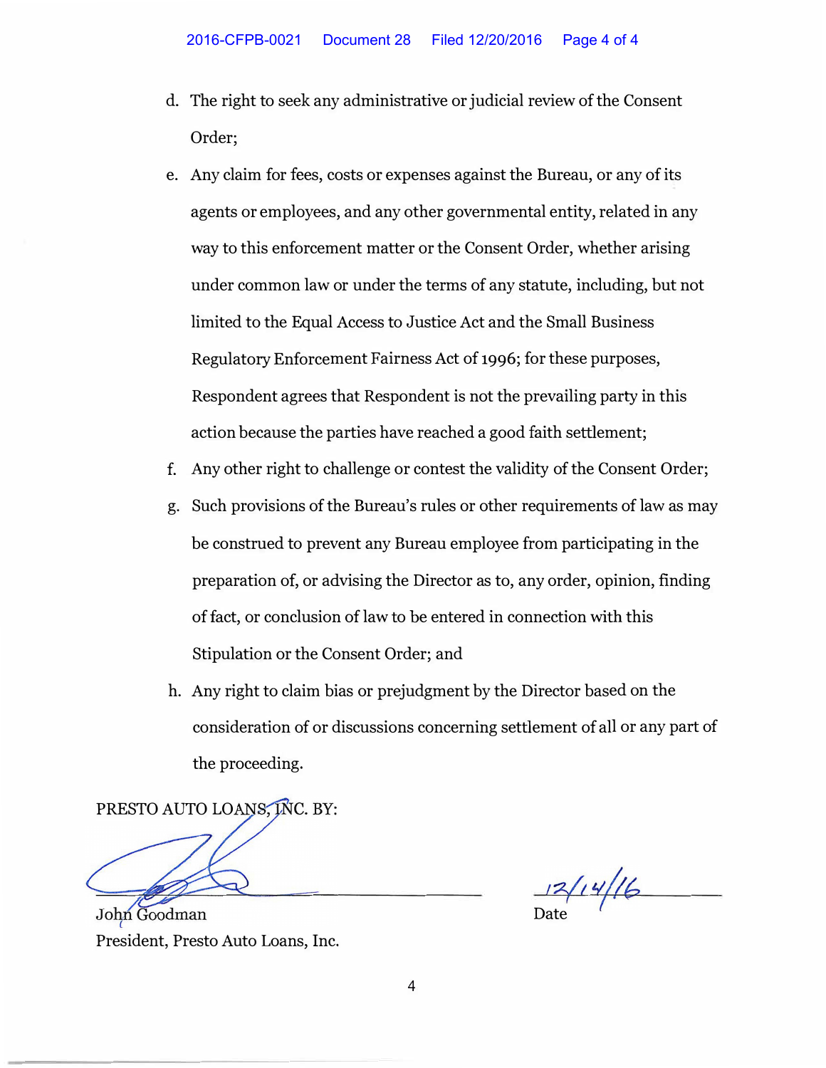d. The right to seek any administrative or judicial review of the Consent Order;

e. Any claim for fees, costs or expenses against the Bureau, or any of its agents or employees, and any other governmental entity, related in any way to this enforcement matter or the Consent Order, whether arising under common law or under the terms of any statute, including, but not limited to the Equal Access to Justice Act and the Small Business Regulatory Enforcement Fairness Act of 1996; for these purposes, Respondent agrees that Respondent is not the prevailing party in this action because the parties have reached a good faith settlement;

f. Any other right to challenge or contest the validity of the Consent Order;

g. Such provisions of the Bureau's rules or other requirements of law as may be construed to prevent any Bureau employee from participating in the preparation of, or advising the Director as to, any order, opinion, finding of fact, or conclusion of law to be entered in connection with this Stipulation or the Consent Order; and

h. Any right to claim bias or prejudgment by the Director based on the consideration of or discussions concerning settlement of all or any part of the proceeding.

PRESTO AUTO LOANS, INC. BY:

John Goodman
President, Presto Auto Loans, Inc.

12/14/16
Date